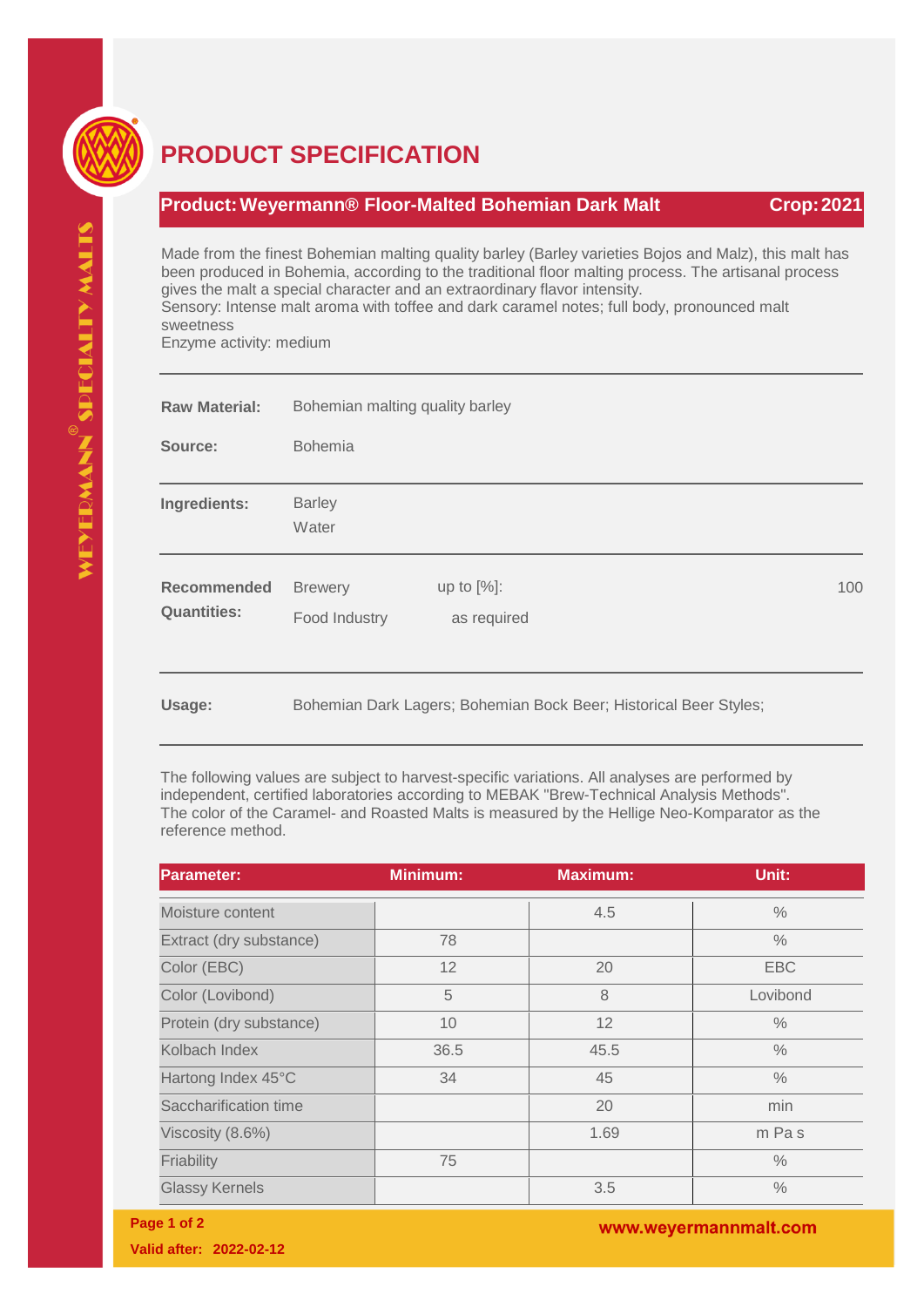# PRODUCT SPECIFICATION

## Product: Weyermann® Floor-Malted Bohemian Dark Malt — Crop: 2021

Made from the finest Bohemian malting quality barley (Barley varieties Bojos and Malz), this malt has been produced in Bohemia, according to the traditional floor malting process. The artisanal process gives the malt a special character and an extraordinary flavor intensity.
Sensory: Intense malt aroma with toffee and dark caramel notes; full body, pronounced malt sweetness
Enzyme activity: medium

**Raw Material:** Bohemian malting quality barley

**Source:** Bohemia

**Ingredients:** Barley, Water

**Recommended Quantities:**

| | | |
|---|---|---|
| Brewery | up to [%]: | 100 |
| Food Industry | as required | |

**Usage:** Bohemian Dark Lagers; Bohemian Bock Beer; Historical Beer Styles;

The following values are subject to harvest-specific variations. All analyses are performed by independent, certified laboratories according to MEBAK "Brew-Technical Analysis Methods". The color of the Caramel- and Roasted Malts is measured by the Hellige Neo-Komparator as the reference method.

| Parameter: | Minimum: | Maximum: | Unit: |
|---|---|---|---|
| Moisture content | | 4.5 | % |
| Extract (dry substance) | 78 | | % |
| Color (EBC) | 12 | 20 | EBC |
| Color (Lovibond) | 5 | 8 | Lovibond |
| Protein (dry substance) | 10 | 12 | % |
| Kolbach Index | 36.5 | 45.5 | % |
| Hartong Index 45°C | 34 | 45 | % |
| Saccharification time | | 20 | min |
| Viscosity (8.6%) | | 1.69 | m Pa s |
| Friability | 75 | | % |
| Glassy Kernels | | 3.5 | % |

Valid after: 2022-02-12

www.weyermannmalt.com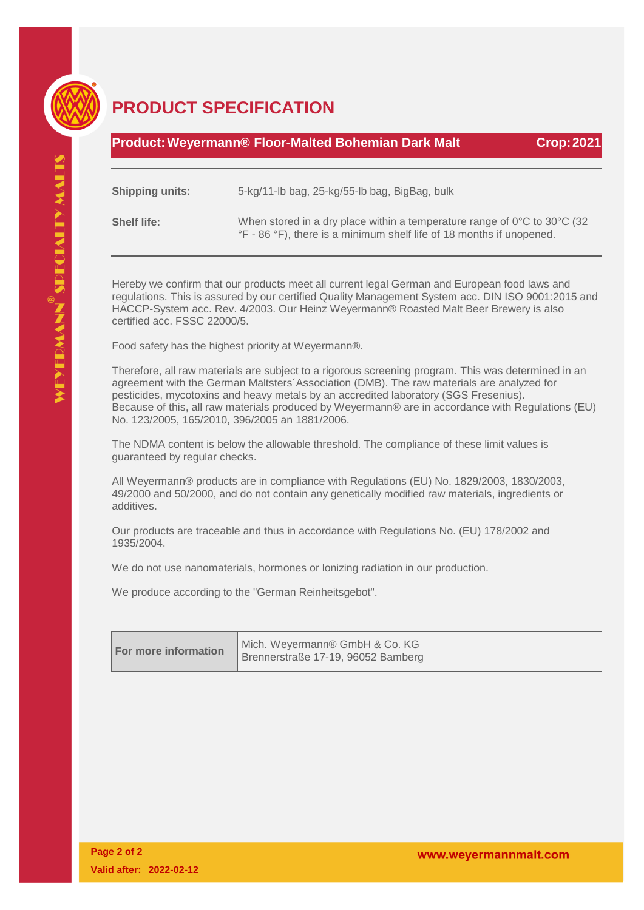# PRODUCT SPECIFICATION

**Product: Weyermann® Floor-Malted Bohemian Dark Malt** **Crop: 2021**

| | |
|---|---|
| **Shipping units:** | 5-kg/11-lb bag, 25-kg/55-lb bag, BigBag, bulk |
| **Shelf life:** | When stored in a dry place within a temperature range of 0°C to 30°C (32 °F - 86 °F), there is a minimum shelf life of 18 months if unopened. |

Hereby we confirm that our products meet all current legal German and European food laws and regulations. This is assured by our certified Quality Management System acc. DIN ISO 9001:2015 and HACCP-System acc. Rev. 4/2003. Our Heinz Weyermann® Roasted Malt Beer Brewery is also certified acc. FSSC 22000/5.

Food safety has the highest priority at Weyermann®.

Therefore, all raw materials are subject to a rigorous screening program. This was determined in an agreement with the German Maltsters´Association (DMB). The raw materials are analyzed for pesticides, mycotoxins and heavy metals by an accredited laboratory (SGS Fresenius).
Because of this, all raw materials produced by Weyermann® are in accordance with Regulations (EU) No. 123/2005, 165/2010, 396/2005 an 1881/2006.

The NDMA content is below the allowable threshold. The compliance of these limit values is guaranteed by regular checks.

All Weyermann® products are in compliance with Regulations (EU) No. 1829/2003, 1830/2003, 49/2000 and 50/2000, and do not contain any genetically modified raw materials, ingredients or additives.

Our products are traceable and thus in accordance with Regulations No. (EU) 178/2002 and 1935/2004.

We do not use nanomaterials, hormones or Ionizing radiation in our production.

We produce according to the "German Reinheitsgebot".

| | |
|---|---|
| **For more information** | Mich. Weyermann® GmbH & Co. KG<br>Brennerstraße 17-19, 96052 Bamberg |

**Valid after: 2022-02-12**